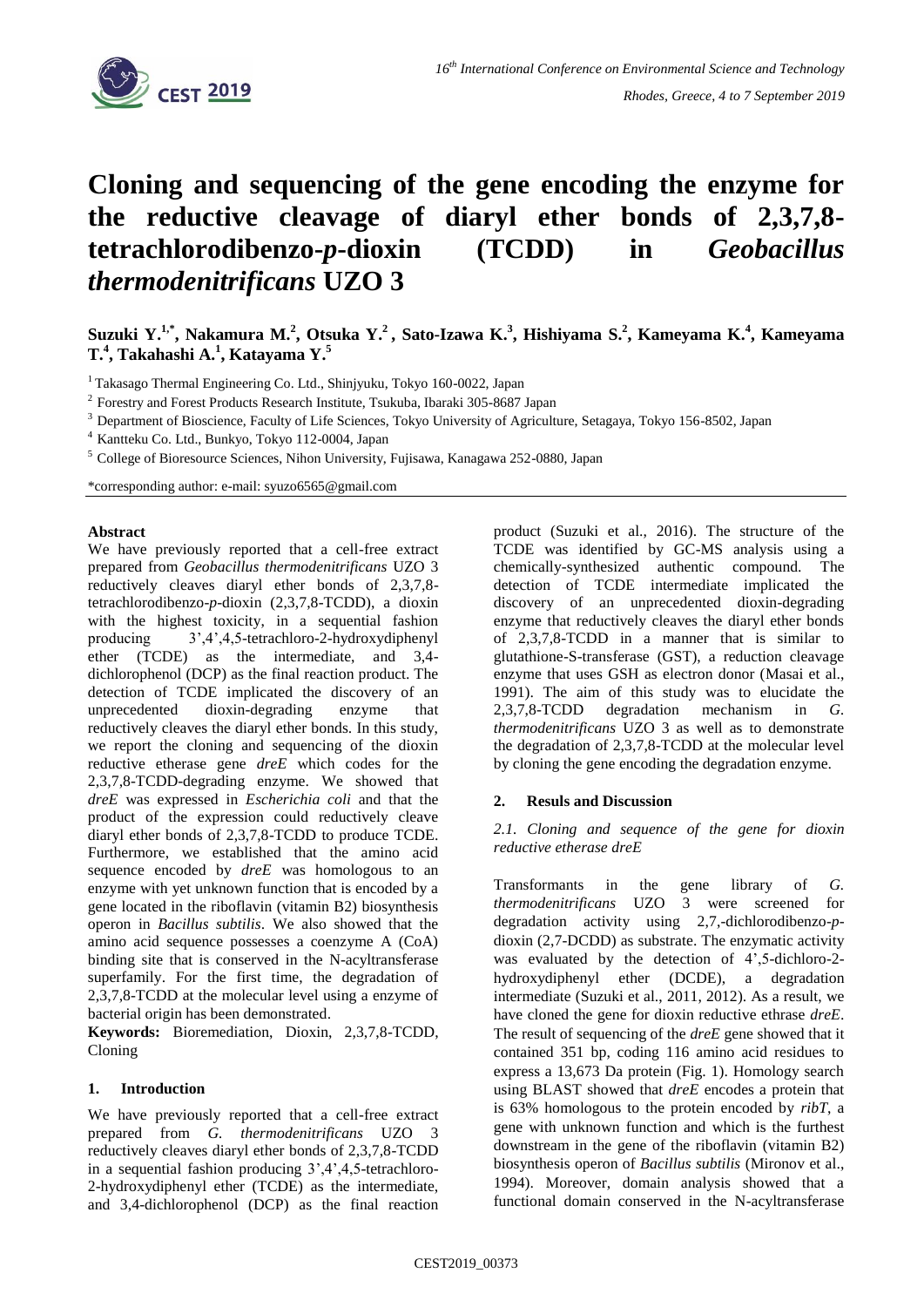# Cloning and sequencing of the gene encoding the enzyme for the reductive cleavage of diaryl ether bonds of 2,3,7,8-tetrachlorodibenzo-*p*-dioxin (TCDD) in *Geobacillus thermodenitrificans* UZO 3

**Suzuki Y.[1,*], Nakamura M.[2], Otsuka Y.[2], Sato-Izawa K.[3], Hishiyama S.[2], Kameyama K.[4], Kameyama T.[4], Takahashi A.[1], Katayama Y.[5]**

[1] Takasago Thermal Engineering Co. Ltd., Shinjyuku, Tokyo 160-0022, Japan

[2] Forestry and Forest Products Research Institute, Tsukuba, Ibaraki 305-8687 Japan

[3] Department of Bioscience, Faculty of Life Sciences, Tokyo University of Agriculture, Setagaya, Tokyo 156-8502, Japan

[4] Kantteku Co. Ltd., Bunkyo, Tokyo 112-0004, Japan

[5] College of Bioresource Sciences, Nihon University, Fujisawa, Kanagawa 252-0880, Japan

*corresponding author: e-mail: syuzo6565@gmail.com

**Abstract**

We have previously reported that a cell-free extract prepared from *Geobacillus thermodenitrificans* UZO 3 reductively cleaves diaryl ether bonds of 2,3,7,8-tetrachlorodibenzo-*p*-dioxin (2,3,7,8-TCDD), a dioxin with the highest toxicity, in a sequential fashion producing 3',4',4,5-tetrachloro-2-hydroxydiphenyl ether (TCDE) as the intermediate, and 3,4-dichlorophenol (DCP) as the final reaction product. The detection of TCDE implicated the discovery of an unprecedented dioxin-degrading enzyme that reductively cleaves the diaryl ether bonds. In this study, we report the cloning and sequencing of the dioxin reductive etherase gene *dreE* which codes for the 2,3,7,8-TCDD-degrading enzyme. We showed that *dreE* was expressed in *Escherichia coli* and that the product of the expression could reductively cleave diaryl ether bonds of 2,3,7,8-TCDD to produce TCDE. Furthermore, we established that the amino acid sequence encoded by *dreE* was homologous to an enzyme with yet unknown function that is encoded by a gene located in the riboflavin (vitamin B2) biosynthesis operon in *Bacillus subtilis*. We also showed that the amino acid sequence possesses a coenzyme A (CoA) binding site that is conserved in the N-acyltransferase superfamily. For the first time, the degradation of 2,3,7,8-TCDD at the molecular level using a enzyme of bacterial origin has been demonstrated.

**Keywords:** Bioremediation, Dioxin, 2,3,7,8-TCDD, Cloning

## 1. Introduction

We have previously reported that a cell-free extract prepared from *G. thermodenitrificans* UZO 3 reductively cleaves diaryl ether bonds of 2,3,7,8-TCDD in a sequential fashion producing 3',4',4,5-tetrachloro-2-hydroxydiphenyl ether (TCDE) as the intermediate, and 3,4-dichlorophenol (DCP) as the final reaction product (Suzuki et al., 2016). The structure of the TCDE was identified by GC-MS analysis using a chemically-synthesized authentic compound. The detection of TCDE intermediate implicated the discovery of an unprecedented dioxin-degrading enzyme that reductively cleaves the diaryl ether bonds of 2,3,7,8-TCDD in a manner that is similar to glutathione-S-transferase (GST), a reduction cleavage enzyme that uses GSH as electron donor (Masai et al., 1991). The aim of this study was to elucidate the 2,3,7,8-TCDD degradation mechanism in *G. thermodenitrificans* UZO 3 as well as to demonstrate the degradation of 2,3,7,8-TCDD at the molecular level by cloning the gene encoding the degradation enzyme.

## 2. Resuls and Discussion

### *2.1. Cloning and sequence of the gene for dioxin reductive etherase dreE*

Transformants in the gene library of *G. thermodenitrificans* UZO 3 were screened for degradation activity using 2,7,-dichlorodibenzo-*p*-dioxin (2,7-DCDD) as substrate. The enzymatic activity was evaluated by the detection of 4',5-dichloro-2-hydroxydiphenyl ether (DCDE), a degradation intermediate (Suzuki et al., 2011, 2012). As a result, we have cloned the gene for dioxin reductive ethrase *dreE*. The result of sequencing of the *dreE* gene showed that it contained 351 bp, coding 116 amino acid residues to express a 13,673 Da protein (Fig. 1). Homology search using BLAST showed that *dreE* encodes a protein that is 63% homologous to the protein encoded by *ribT*, a gene with unknown function and which is the furthest downstream in the gene of the riboflavin (vitamin B2) biosynthesis operon of *Bacillus subtilis* (Mironov et al., 1994). Moreover, domain analysis showed that a functional domain conserved in the N-acyltransferase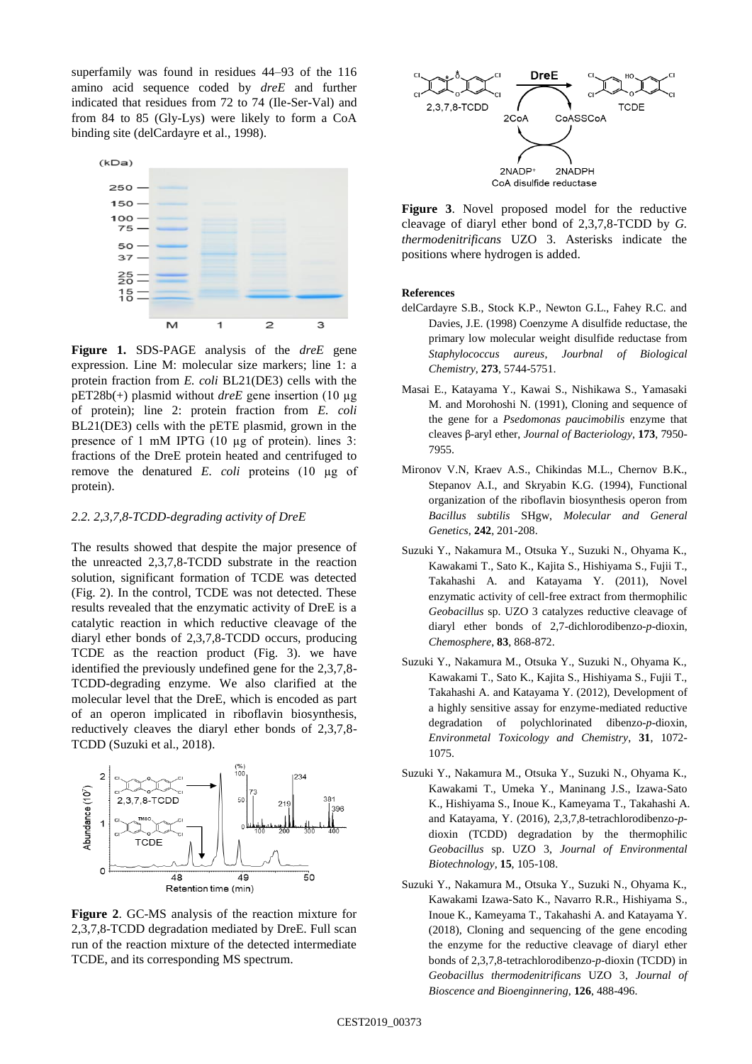superfamily was found in residues 44–93 of the 116 amino acid sequence coded by *dreE* and further indicated that residues from 72 to 74 (Ile-Ser-Val) and from 84 to 85 (Gly-Lys) were likely to form a CoA binding site (delCardayre et al., 1998).

(kDa)
250
150
100
75
50
37
25
20
15
10
M 1 2 3

**Figure 1.** SDS-PAGE analysis of the *dreE* gene expression. Line M: molecular size markers; line 1: a protein fraction from *E. coli* BL21(DE3) cells with the pET28b(+) plasmid without *dreE* gene insertion (10 µg of protein); line 2: protein fraction from *E. coli* BL21(DE3) cells with the pETE plasmid, grown in the presence of 1 mM IPTG (10 µg of protein). lines 3: fractions of the DreE protein heated and centrifuged to remove the denatured *E. coli* proteins (10 µg of protein).

*2.2. 2,3,7,8-TCDD-degrading activity of DreE*

The results showed that despite the major presence of the unreacted 2,3,7,8-TCDD substrate in the reaction solution, significant formation of TCDE was detected (Fig. 2). In the control, TCDE was not detected. These results revealed that the enzymatic activity of DreE is a catalytic reaction in which reductive cleavage of the diaryl ether bonds of 2,3,7,8-TCDD occurs, producing TCDE as the reaction product (Fig. 3). we have identified the previously undefined gene for the 2,3,7,8-TCDD-degrading enzyme. We also clarified at the molecular level that the DreE, which is encoded as part of an operon implicated in riboflavin biosynthesis, reductively cleaves the diaryl ether bonds of 2,3,7,8-TCDD (Suzuki et al., 2018).

Abundance ($10^7$)
2
1
0
2,3,7,8-TCDD
TCDE
48 49 50
Retention time (min)
(%)
100
50
0
73
219
234
381
396
100 200 300 400

**Figure 2**. GC-MS analysis of the reaction mixture for 2,3,7,8-TCDD degradation mediated by DreE. Full scan run of the reaction mixture of the detected intermediate TCDE, and its corresponding MS spectrum.

2,3,7,8-TCDD
DreE
TCDE
2CoA
CoASSCoA
$2NADP^+$
2NADPH
CoA disulfide reductase

**Figure 3**. Novel proposed model for the reductive cleavage of diaryl ether bond of 2,3,7,8-TCDD by *G. thermodenitrificans* UZO 3. Asterisks indicate the positions where hydrogen is added.

**References**

delCardayre S.B., Stock K.P., Newton G.L., Fahey R.C. and Davies, J.E. (1998) Coenzyme A disulfide reductase, the primary low molecular weight disulfide reductase from *Staphylococcus aureus*, *Jourbnal of Biological Chemistry*, **273**, 5744-5751.

Masai E., Katayama Y., Kawai S., Nishikawa S., Yamasaki M. and Morohoshi N. (1991), Cloning and sequence of the gene for a *Psedomonas paucimobilis* enzyme that cleaves β-aryl ether, *Journal of Bacteriology*, **173**, 7950-7955.

Mironov V.N, Kraev A.S., Chikindas M.L., Chernov B.K., Stepanov A.I., and Skryabin K.G. (1994), Functional organization of the riboflavin biosynthesis operon from *Bacillus subtilis* SHgw, *Molecular and General Genetics*, **242**, 201-208.

Suzuki Y., Nakamura M., Otsuka Y., Suzuki N., Ohyama K., Kawakami T., Sato K., Kajita S., Hishiyama S., Fujii T., Takahashi A. and Katayama Y. (2011), Novel enzymatic activity of cell-free extract from thermophilic *Geobacillus* sp. UZO 3 catalyzes reductive cleavage of diaryl ether bonds of 2,7-dichlorodibenzo-*p*-dioxin, *Chemosphere*, **83**, 868-872.

Suzuki Y., Nakamura M., Otsuka Y., Suzuki N., Ohyama K., Kawakami T., Sato K., Kajita S., Hishiyama S., Fujii T., Takahashi A. and Katayama Y. (2012), Development of a highly sensitive assay for enzyme-mediated reductive degradation of polychlorinated dibenzo-*p*-dioxin, *Environmental Toxicology and Chemistry*, **31**, 1072-1075.

Suzuki Y., Nakamura M., Otsuka Y., Suzuki N., Ohyama K., Kawakami T., Umeka Y., Maninang J.S., Izawa-Sato K., Hishiyama S., Inoue K., Kameyama T., Takahashi A. and Katayama, Y. (2016), 2,3,7,8-tetrachlorodibenzo-*p*-dioxin (TCDD) degradation by the thermophilic *Geobacillus* sp. UZO 3, *Journal of Environmental Biotechnology*, **15**, 105-108.

Suzuki Y., Nakamura M., Otsuka Y., Suzuki N., Ohyama K., Kawakami Izawa-Sato K., Navarro R.R., Hishiyama S., Inoue K., Kameyama T., Takahashi A. and Katayama Y. (2018), Cloning and sequencing of the gene encoding the enzyme for the reductive cleavage of diaryl ether bonds of 2,3,7,8-tetrachlorodibenzo-*p*-dioxin (TCDD) in *Geobacillus thermodenitrificans* UZO 3, *Journal of Bioscence and Bioenginnering*, **126**, 488-496.